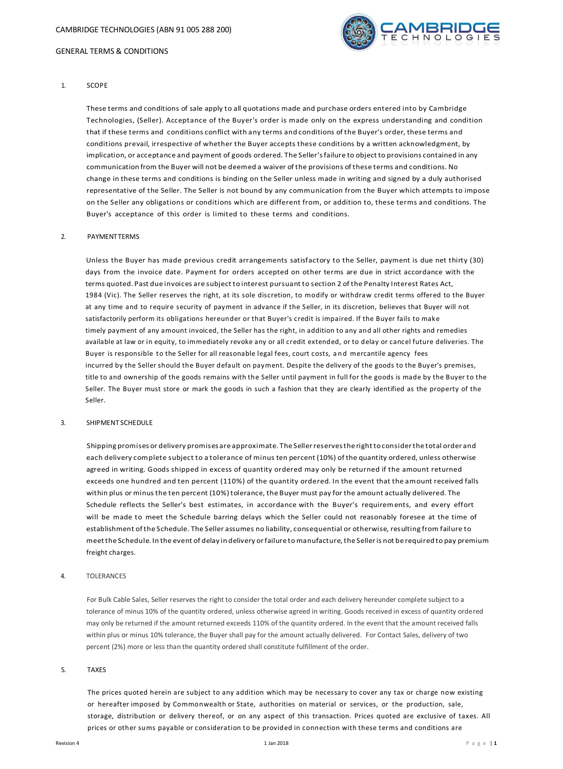CAMBRIDGE TECHNOLOGIES (ABN 91 005 288 200)

GENERAL TERMS & CONDITIONS

## 1. SCOPE

These terms and conditions of sale apply to all quotations made and purchase orders entered into by Cambridge Technologies, (Seller). Acceptance of the Buyer's order is made only on the express understanding and condition that if these terms and conditions conflict with any terms and conditions of the Buyer's order, these terms and conditions prevail, irrespective of whether the Buyer accepts these conditions by a written acknowledgment, by implication, or acceptance and payment of goods ordered. The Seller's failure to object to provisions contained in any communication from the Buyer will not be deemed a waiver of the provisions of these terms and conditions. No change in these terms and conditions is binding on the Seller unless made in writing and signed by a duly authorised representative of the Seller. The Seller is not bound by any communication from the Buyer which attempts to impose on the Seller any obligations or conditions which are different from, or addition to, these terms and conditions. The Buyer's acceptance of this order is limited to these terms and conditions.

## 2. PAYMENT TERMS

Unless the Buyer has made previous credit arrangements satisfactory to the Seller, payment is due net thirty (30) days from the invoice date. Payment for orders accepted on other terms are due in strict accordance with the terms quoted. Past due invoices are subject to interest pursuant to section 2 of the Penalty Interest Rates Act, 1984 (Vic). The Seller reserves the right, at its sole discretion, to modify or withdraw credit terms offered to the Buyer at any time and to require security of payment in advance if the Seller, in its discretion, believes that Buyer will not satisfactorily perform its obligations hereunder or that Buyer's credit is impaired. If the Buyer fails to make timely payment of any amount invoiced, the Seller has the right, in addition to any and all other rights and remedies available at law or in equity, to immediately revoke any or all credit extended, or to delay or cancel future deliveries. The Buyer is responsible to the Seller for all reasonable legal fees, court costs, and mercantile agency fees incurred by the Seller should the Buyer default on payment. Despite the delivery of the goods to the Buyer's premises, title to and ownership of the goods remains with the Seller until payment in full for the goods is made by the Buyer to the Seller. The Buyer must store or mark the goods in such a fashion that they are clearly identified as the property of the Seller.

## 3. SHIPMENT SCHEDULE

Shipping promises or delivery promises are approximate. The Seller reserves the right to consider the total order and each delivery complete subject to a tolerance of minus ten percent (10%) of the quantity ordered, unless otherwise agreed in writing. Goods shipped in excess of quantity ordered may only be returned if the amount returned exceeds one hundred and ten percent (110%) of the quantity ordered. In the event that the amount received falls within plus or minus the ten percent (10%) tolerance, the Buyer must pay for the amount actually delivered. The Schedule reflects the Seller's best estimates, in accordance with the Buyer's requirements, and every effort will be made to meet the Schedule barring delays which the Seller could not reasonably foresee at the time of establishment of the Schedule. The Seller assumes no liability, consequential or otherwise, resulting from failure to meet the Schedule. In the event of delay in delivery or failure to manufacture, the Seller is not be required to pay premium freight charges.

## 4. TOLERANCES

For Bulk Cable Sales, Seller reserves the right to consider the total order and each delivery hereunder complete subject to a tolerance of minus 10% of the quantity ordered, unless otherwise agreed in writing. Goods received in excess of quantity ordered may only be returned if the amount returned exceeds 110% of the quantity ordered. In the event that the amount received falls within plus or minus 10% tolerance, the Buyer shall pay for the amount actually delivered. For Contact Sales, delivery of two percent (2%) more or less than the quantity ordered shall constitute fulfillment of the order.

## 5. TAXES

The prices quoted herein are subject to any addition which may be necessary to cover any tax or charge now existing or hereafter imposed by Commonwealth or State, authorities on material or services, or the production, sale, storage, distribution or delivery thereof, or on any aspect of this transaction. Prices quoted are exclusive of taxes. All prices or other sums payable or consideration to be provided in connection with these terms and conditions are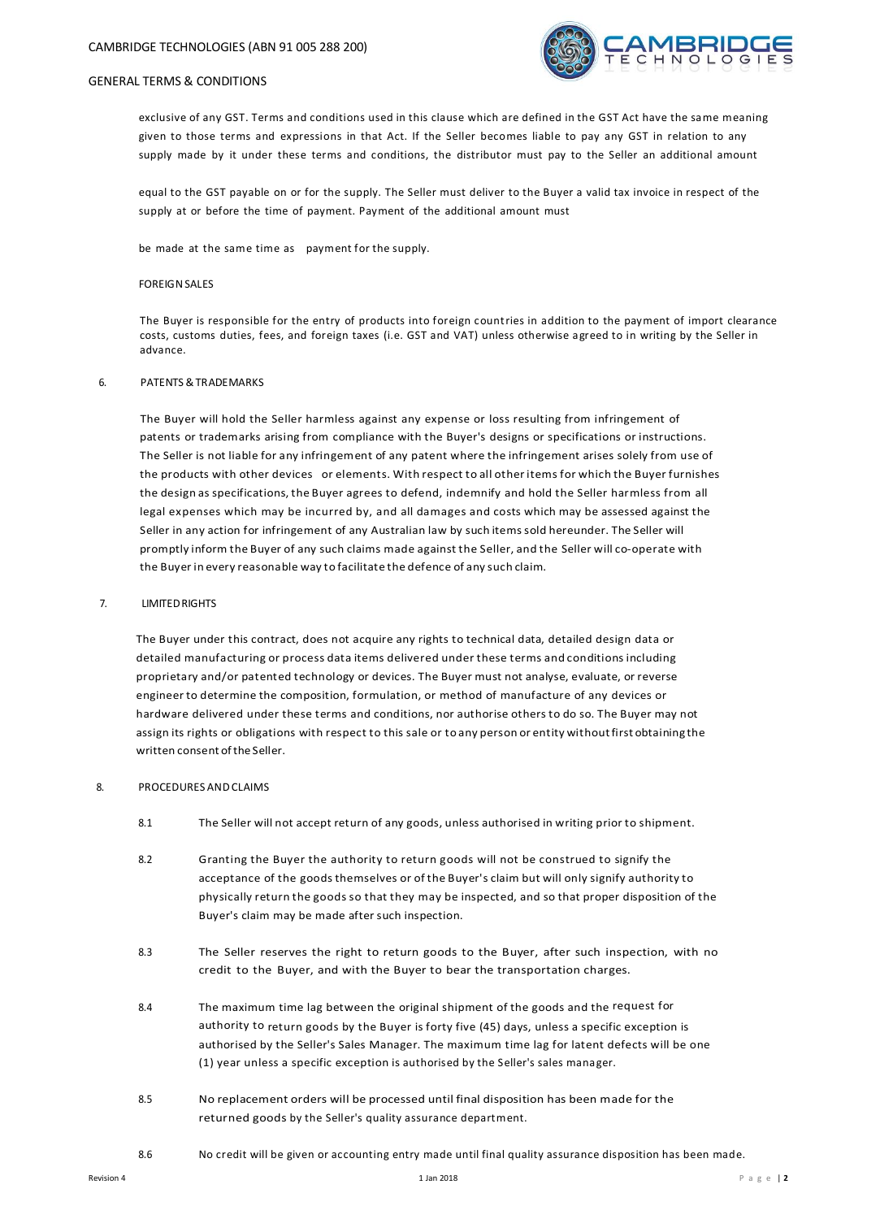exclusive of any GST. Terms and conditions used in this clause which are defined in the GST Act have the same meaning given to those terms and expressions in that Act. If the Seller becomes liable to pay any GST in relation to any supply made by it under these terms and conditions, the distributor must pay to the Seller an additional amount equal to the GST payable on or for the supply. The Seller must deliver to the Buyer a valid tax invoice in respect of the supply at or before the time of payment. Payment of the additional amount must be made at the same time as payment for the supply.

FOREIGN SALES

The Buyer is responsible for the entry of products into foreign countries in addition to the payment of import clearance costs, customs duties, fees, and foreign taxes (i.e. GST and VAT) unless otherwise agreed to in writing by the Seller in advance.

## 6. PATENTS & TRADEMARKS

The Buyer will hold the Seller harmless against any expense or loss resulting from infringement of patents or trademarks arising from compliance with the Buyer's designs or specifications or instructions. The Seller is not liable for any infringement of any patent where the infringement arises solely from use of the products with other devices or elements. With respect to all other items for which the Buyer furnishes the design as specifications, the Buyer agrees to defend, indemnify and hold the Seller harmless from all legal expenses which may be incurred by, and all damages and costs which may be assessed against the Seller in any action for infringement of any Australian law by such items sold hereunder. The Seller will promptly inform the Buyer of any such claims made against the Seller, and the Seller will co-operate with the Buyer in every reasonable way to facilitate the defence of any such claim.

## 7. LIMITED RIGHTS

The Buyer under this contract, does not acquire any rights to technical data, detailed design data or detailed manufacturing or process data items delivered under these terms and conditions including proprietary and/or patented technology or devices. The Buyer must not analyse, evaluate, or reverse engineer to determine the composition, formulation, or method of manufacture of any devices or hardware delivered under these terms and conditions, nor authorise others to do so. The Buyer may not assign its rights or obligations with respect to this sale or to any person or entity without first obtaining the written consent of the Seller.

## 8. PROCEDURES AND CLAIMS

8.1 The Seller will not accept return of any goods, unless authorised in writing prior to shipment.

8.2 Granting the Buyer the authority to return goods will not be construed to signify the acceptance of the goods themselves or of the Buyer's claim but will only signify authority to physically return the goods so that they may be inspected, and so that proper disposition of the Buyer's claim may be made after such inspection.

8.3 The Seller reserves the right to return goods to the Buyer, after such inspection, with no credit to the Buyer, and with the Buyer to bear the transportation charges.

8.4 The maximum time lag between the original shipment of the goods and the request for authority to return goods by the Buyer is forty five (45) days, unless a specific exception is authorised by the Seller's Sales Manager. The maximum time lag for latent defects will be one (1) year unless a specific exception is authorised by the Seller's sales manager.

8.5 No replacement orders will be processed until final disposition has been made for the returned goods by the Seller's quality assurance department.

8.6 No credit will be given or accounting entry made until final quality assurance disposition has been made.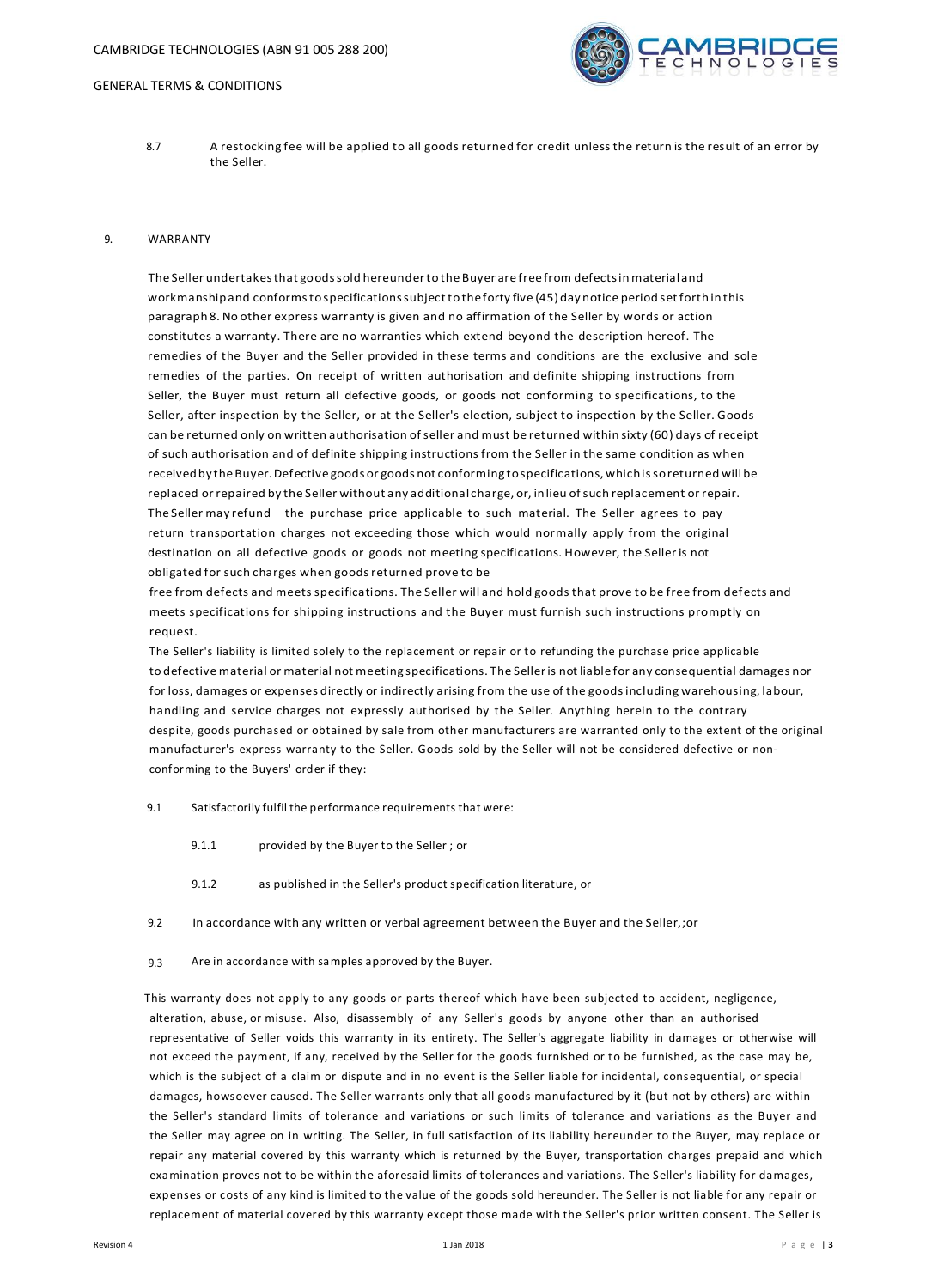8.7 A restocking fee will be applied to all goods returned for credit unless the return is the result of an error by the Seller.

## 9. WARRANTY

The Seller undertakes that goods sold hereunder to the Buyer are free from defects in material and workmanship and conforms to specifications subject to the forty five (45) day notice period set forth in this paragraph 8. No other express warranty is given and no affirmation of the Seller by words or action constitutes a warranty. There are no warranties which extend beyond the description hereof. The remedies of the Buyer and the Seller provided in these terms and conditions are the exclusive and sole remedies of the parties. On receipt of written authorisation and definite shipping instructions from Seller, the Buyer must return all defective goods, or goods not conforming to specifications, to the Seller, after inspection by the Seller, or at the Seller's election, subject to inspection by the Seller. Goods can be returned only on written authorisation of seller and must be returned within sixty (60) days of receipt of such authorisation and of definite shipping instructions from the Seller in the same condition as when received by the Buyer. Defective goods or goods not conforming to specifications, which is so returned will be replaced or repaired by the Seller without any additional charge, or, in lieu of such replacement or repair. The Seller may refund the purchase price applicable to such material. The Seller agrees to pay return transportation charges not exceeding those which would normally apply from the original destination on all defective goods or goods not meeting specifications. However, the Seller is not obligated for such charges when goods returned prove to be free from defects and meets specifications. The Seller will and hold goods that prove to be free from defects and meets specifications for shipping instructions and the Buyer must furnish such instructions promptly on request.

The Seller's liability is limited solely to the replacement or repair or to refunding the purchase price applicable to defective material or material not meeting specifications. The Seller is not liable for any consequential damages nor for loss, damages or expenses directly or indirectly arising from the use of the goods including warehousing, labour, handling and service charges not expressly authorised by the Seller. Anything herein to the contrary despite, goods purchased or obtained by sale from other manufacturers are warranted only to the extent of the original manufacturer's express warranty to the Seller. Goods sold by the Seller will not be considered defective or non-conforming to the Buyers' order if they:

9.1 Satisfactorily fulfil the performance requirements that were:

9.1.1 provided by the Buyer to the Seller ; or

9.1.2 as published in the Seller's product specification literature, or

9.2 In accordance with any written or verbal agreement between the Buyer and the Seller, ;or

9.3 Are in accordance with samples approved by the Buyer.

This warranty does not apply to any goods or parts thereof which have been subjected to accident, negligence, alteration, abuse, or misuse. Also, disassembly of any Seller's goods by anyone other than an authorised representative of Seller voids this warranty in its entirety. The Seller's aggregate liability in damages or otherwise will not exceed the payment, if any, received by the Seller for the goods furnished or to be furnished, as the case may be, which is the subject of a claim or dispute and in no event is the Seller liable for incidental, consequential, or special damages, howsoever caused. The Seller warrants only that all goods manufactured by it (but not by others) are within the Seller's standard limits of tolerance and variations or such limits of tolerance and variations as the Buyer and the Seller may agree on in writing. The Seller, in full satisfaction of its liability hereunder to the Buyer, may replace or repair any material covered by this warranty which is returned by the Buyer, transportation charges prepaid and which examination proves not to be within the aforesaid limits of tolerances and variations. The Seller's liability for damages, expenses or costs of any kind is limited to the value of the goods sold hereunder. The Seller is not liable for any repair or replacement of material covered by this warranty except those made with the Seller's prior written consent. The Seller is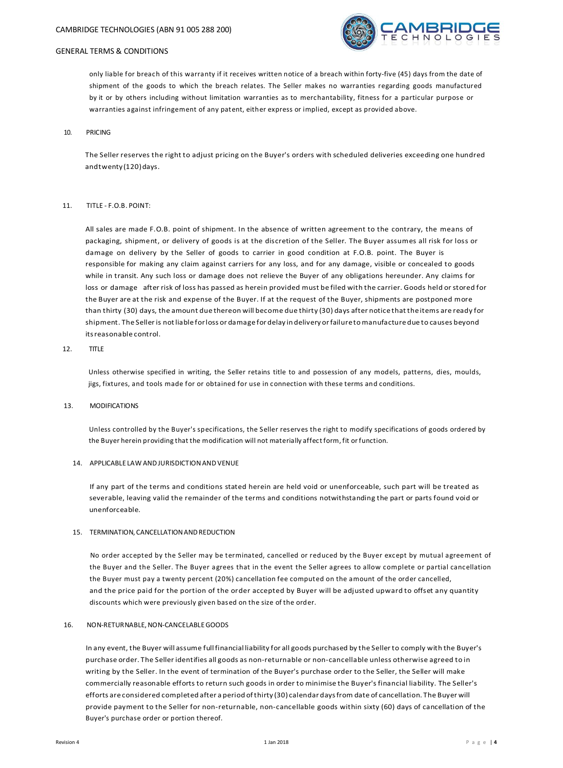only liable for breach of this warranty if it receives written notice of a breach within forty-five (45) days from the date of shipment of the goods to which the breach relates. The Seller makes no warranties regarding goods manufactured by it or by others including without limitation warranties as to merchantability, fitness for a particular purpose or warranties against infringement of any patent, either express or implied, except as provided above.

## 10. PRICING

The Seller reserves the right to adjust pricing on the Buyer's orders with scheduled deliveries exceeding one hundred and twenty (120) days.

## 11. TITLE - F.O.B. POINT:

All sales are made F.O.B. point of shipment. In the absence of written agreement to the contrary, the means of packaging, shipment, or delivery of goods is at the discretion of the Seller. The Buyer assumes all risk for loss or damage on delivery by the Seller of goods to carrier in good condition at F.O.B. point. The Buyer is responsible for making any claim against carriers for any loss, and for any damage, visible or concealed to goods while in transit. Any such loss or damage does not relieve the Buyer of any obligations hereunder. Any claims for loss or damage after risk of loss has passed as herein provided must be filed with the carrier. Goods held or stored for the Buyer are at the risk and expense of the Buyer. If at the request of the Buyer, shipments are postponed more than thirty (30) days, the amount due thereon will become due thirty (30) days after notice that the items are ready for shipment. The Seller is not liable for loss or damage for delay in delivery or failure to manufacture due to causes beyond its reasonable control.

## 12. TITLE

Unless otherwise specified in writing, the Seller retains title to and possession of any models, patterns, dies, moulds, jigs, fixtures, and tools made for or obtained for use in connection with these terms and conditions.

## 13. MODIFICATIONS

Unless controlled by the Buyer's specifications, the Seller reserves the right to modify specifications of goods ordered by the Buyer herein providing that the modification will not materially affect form, fit or function.

## 14. APPLICABLE LAW AND JURISDICTION AND VENUE

If any part of the terms and conditions stated herein are held void or unenforceable, such part will be treated as severable, leaving valid the remainder of the terms and conditions notwithstanding the part or parts found void or unenforceable.

## 15. TERMINATION, CANCELLATION AND REDUCTION

No order accepted by the Seller may be terminated, cancelled or reduced by the Buyer except by mutual agreement of the Buyer and the Seller. The Buyer agrees that in the event the Seller agrees to allow complete or partial cancellation the Buyer must pay a twenty percent (20%) cancellation fee computed on the amount of the order cancelled, and the price paid for the portion of the order accepted by Buyer will be adjusted upward to offset any quantity discounts which were previously given based on the size of the order.

## 16. NON-RETURNABLE, NON-CANCELABLE GOODS

In any event, the Buyer will assume full financial liability for all goods purchased by the Seller to comply with the Buyer's purchase order. The Seller identifies all goods as non-returnable or non-cancellable unless otherwise agreed to in writing by the Seller. In the event of termination of the Buyer's purchase order to the Seller, the Seller will make commercially reasonable efforts to return such goods in order to minimise the Buyer's financial liability. The Seller's efforts are considered completed after a period of thirty (30) calendar days from date of cancellation. The Buyer will provide payment to the Seller for non-returnable, non-cancellable goods within sixty (60) days of cancellation of the Buyer's purchase order or portion thereof.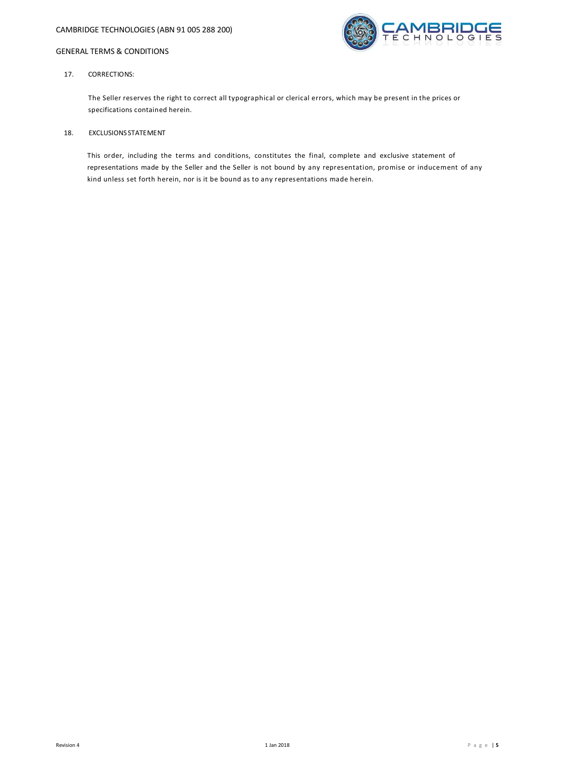17. CORRECTIONS:

The Seller reserves the right to correct all typographical or clerical errors, which may be present in the prices or specifications contained herein.

18. EXCLUSIONS STATEMENT

This order, including the terms and conditions, constitutes the final, complete and exclusive statement of representations made by the Seller and the Seller is not bound by any representation, promise or inducement of any kind unless set forth herein, nor is it be bound as to any representations made herein.